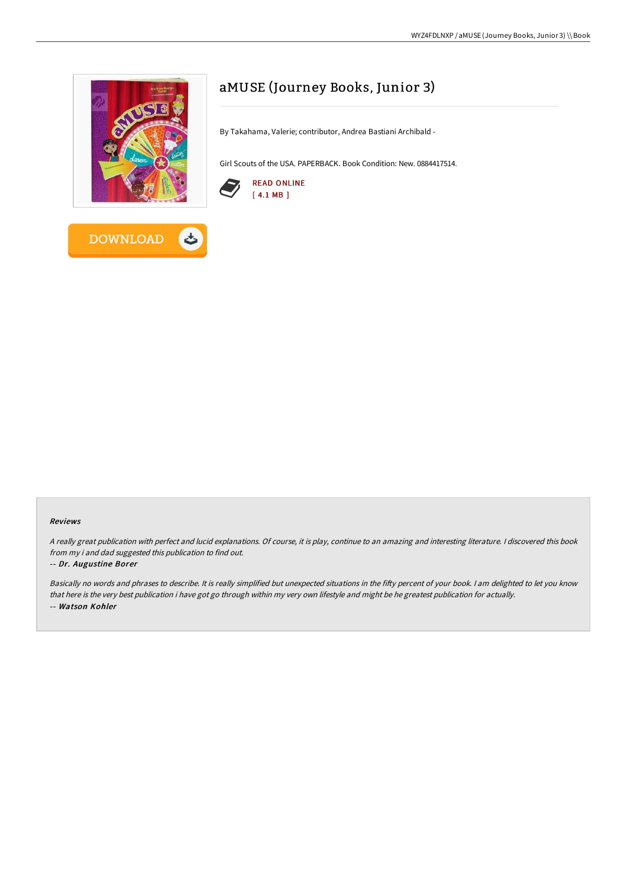# aMUSE (Journey Books, Junior 3)

By Takahama, Valerie; contributor, Andrea Bastiani Archibald -

Girl Scouts of the USA. PAPERBACK. Book Condition: New. 0884417514.

READ ONLINE
[ 4.1 MB ]

DOWNLOAD

### Reviews

*A really great publication with perfect and lucid explanations. Of course, it is play, continue to an amazing and interesting literature. I discovered this book from my i and dad suggested this publication to find out.*

-- ***Dr. Augustine Borer***

*Basically no words and phrases to describe. It is really simplified but unexpected situations in the fifty percent of your book. I am delighted to let you know that here is the very best publication i have got go through within my very own lifestyle and might be he greatest publication for actually.*

-- ***Watson Kohler***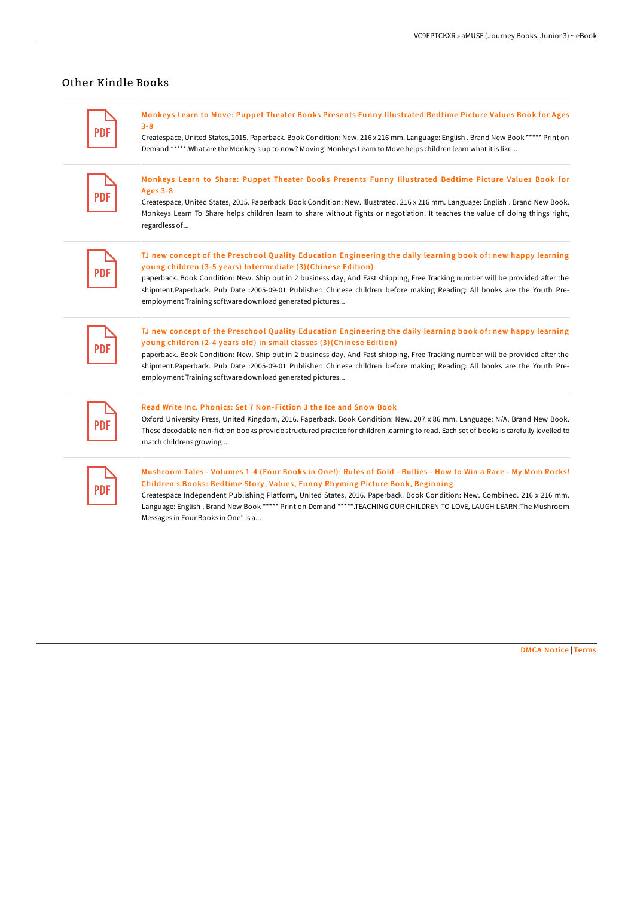## Other Kindle Books

PDF

Monkeys Learn to Move: Puppet Theater Books Presents Funny Illustrated Bedtime Picture Values Book for Ages 3-8

Createspace, United States, 2015. Paperback. Book Condition: New. 216 x 216 mm. Language: English . Brand New Book ***** Print on Demand *****.What are the Monkey s up to now? Moving! Monkeys Learn to Move helps children learn what it is like...

PDF

Monkeys Learn to Share: Puppet Theater Books Presents Funny Illustrated Bedtime Picture Values Book for Ages 3-8

Createspace, United States, 2015. Paperback. Book Condition: New. Illustrated. 216 x 216 mm. Language: English . Brand New Book. Monkeys Learn To Share helps children learn to share without fights or negotiation. It teaches the value of doing things right, regardless of...

PDF

TJ new concept of the Preschool Quality Education Engineering the daily learning book of: new happy learning young children (3-5 years) Intermediate (3)(Chinese Edition)

paperback. Book Condition: New. Ship out in 2 business day, And Fast shipping, Free Tracking number will be provided after the shipment.Paperback. Pub Date :2005-09-01 Publisher: Chinese children before making Reading: All books are the Youth Pre-employment Training software download generated pictures...

PDF

TJ new concept of the Preschool Quality Education Engineering the daily learning book of: new happy learning young children (2-4 years old) in small classes (3)(Chinese Edition)

paperback. Book Condition: New. Ship out in 2 business day, And Fast shipping, Free Tracking number will be provided after the shipment.Paperback. Pub Date :2005-09-01 Publisher: Chinese children before making Reading: All books are the Youth Pre-employment Training software download generated pictures...

PDF

Read Write Inc. Phonics: Set 7 Non-Fiction 3 the Ice and Snow Book

Oxford University Press, United Kingdom, 2016. Paperback. Book Condition: New. 207 x 86 mm. Language: N/A. Brand New Book. These decodable non-fiction books provide structured practice for children learning to read. Each set of books is carefully levelled to match childrens growing...

PDF

Mushroom Tales - Volumes 1-4 (Four Books in One!): Rules of Gold - Bullies - How to Win a Race - My Mom Rocks! Children s Books: Bedtime Story, Values, Funny Rhyming Picture Book, Beginning

Createspace Independent Publishing Platform, United States, 2016. Paperback. Book Condition: New. Combined. 216 x 216 mm. Language: English . Brand New Book ***** Print on Demand *****.TEACHING OUR CHILDREN TO LOVE, LAUGH LEARN!The Mushroom Messages in Four Books in One" is a...